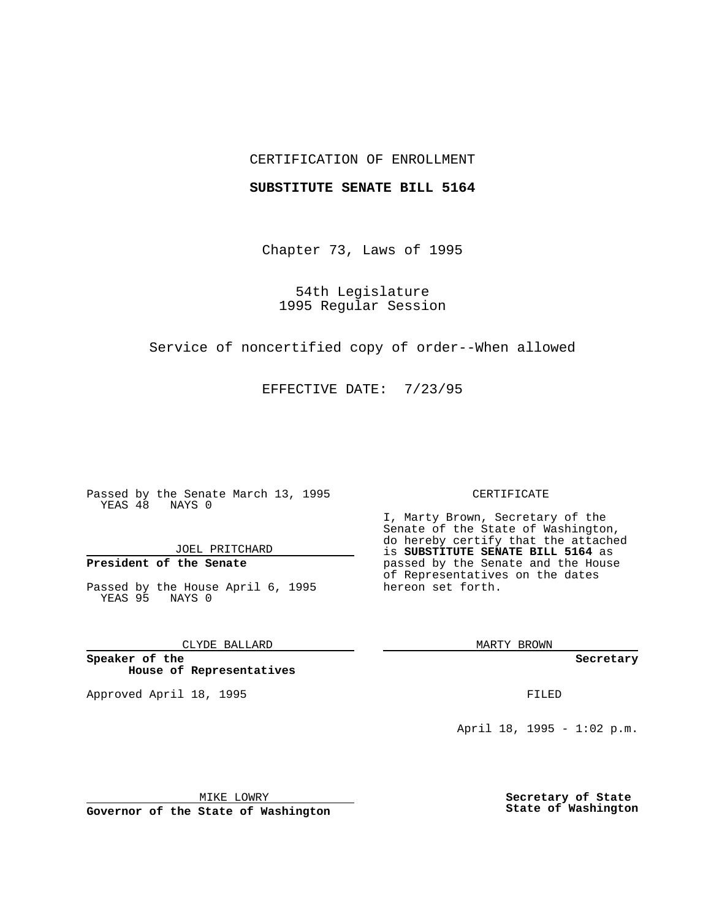CERTIFICATION OF ENROLLMENT

**SUBSTITUTE SENATE BILL 5164**

Chapter 73, Laws of 1995

54th Legislature
1995 Regular Session

Service of noncertified copy of order--When allowed

EFFECTIVE DATE: 7/23/95

Passed by the Senate March 13, 1995
YEAS 48 NAYS 0

JOEL PRITCHARD

**President of the Senate**

Passed by the House April 6, 1995
YEAS 95 NAYS 0

CLYDE BALLARD

**Speaker of the House of Representatives**

Approved April 18, 1995

MIKE LOWRY

**Governor of the State of Washington**

CERTIFICATE

I, Marty Brown, Secretary of the Senate of the State of Washington, do hereby certify that the attached is **SUBSTITUTE SENATE BILL 5164** as passed by the Senate and the House of Representatives on the dates hereon set forth.

MARTY BROWN

**Secretary**

FILED

April 18, 1995 - 1:02 p.m.

**Secretary of State**
**State of Washington**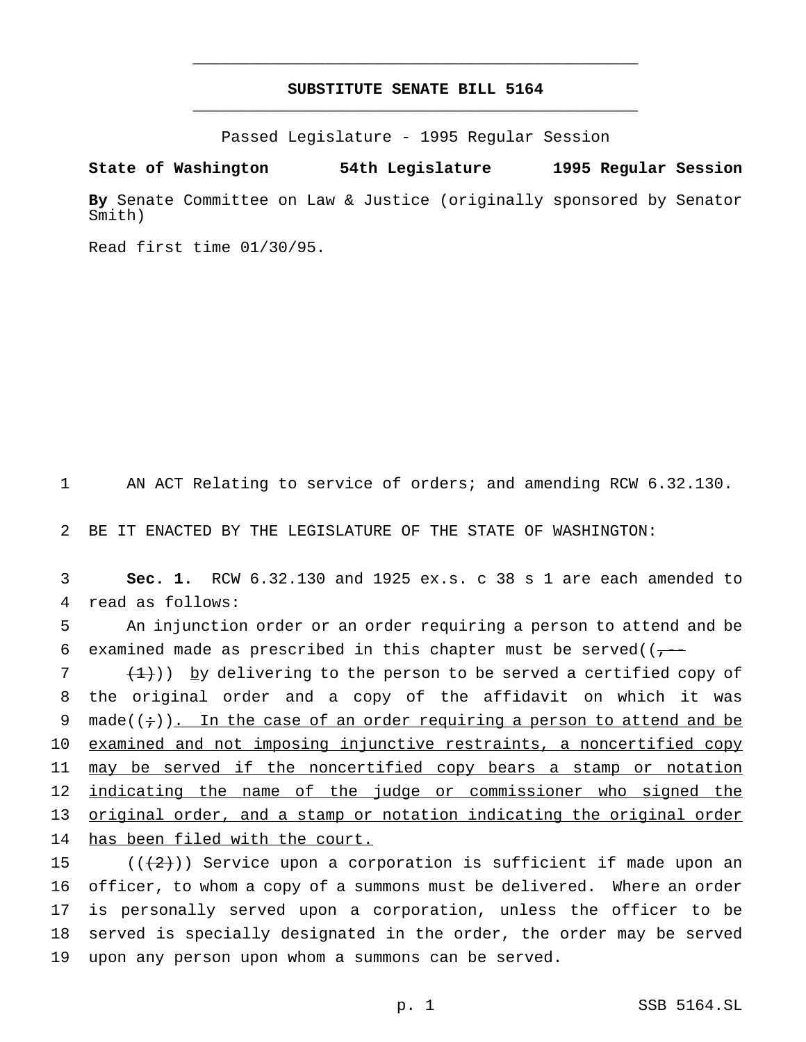# SUBSTITUTE SENATE BILL 5164

Passed Legislature - 1995 Regular Session

**State of Washington 54th Legislature 1995 Regular Session**

**By** Senate Committee on Law & Justice (originally sponsored by Senator Smith)

Read first time 01/30/95.

1 AN ACT Relating to service of orders; and amending RCW 6.32.130.

2 BE IT ENACTED BY THE LEGISLATURE OF THE STATE OF WASHINGTON:

3 **Sec. 1.** RCW 6.32.130 and 1925 ex.s. c 38 s 1 are each amended to
4 read as follows:

5 An injunction order or an order requiring a person to attend and be
6 examined made as prescribed in this chapter must be served((~~,--~~
7 ~~(1)~~)) by delivering to the person to be served a certified copy of
8 the original order and a copy of the affidavit on which it was
9 made((~~;~~)). In the case of an order requiring a person to attend and be
10 examined and not imposing injunctive restraints, a noncertified copy
11 may be served if the noncertified copy bears a stamp or notation
12 indicating the name of the judge or commissioner who signed the
13 original order, and a stamp or notation indicating the original order
14 has been filed with the court.

15 ((~~(2)~~)) Service upon a corporation is sufficient if made upon an
16 officer, to whom a copy of a summons must be delivered. Where an order
17 is personally served upon a corporation, unless the officer to be
18 served is specially designated in the order, the order may be served
19 upon any person upon whom a summons can be served.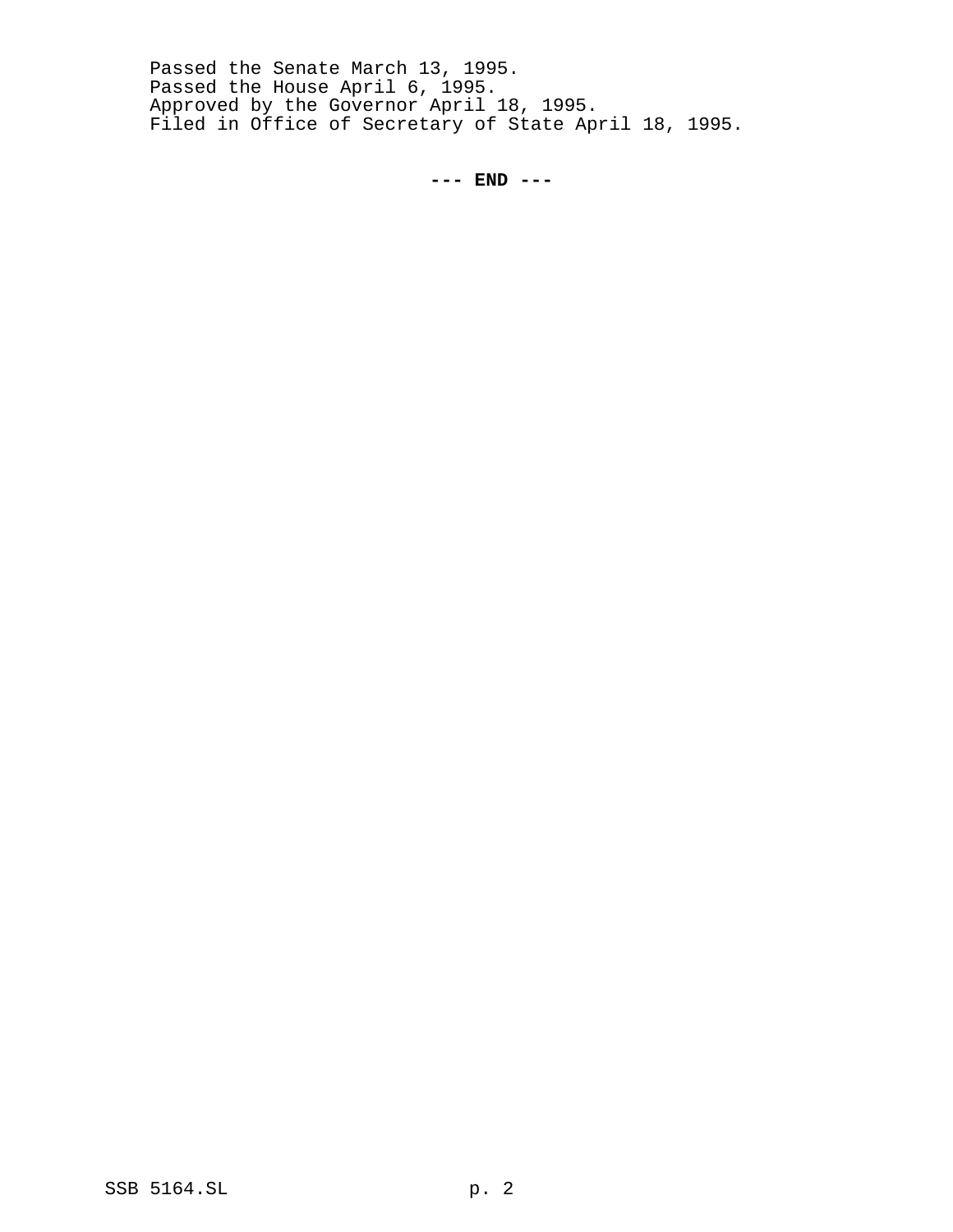Passed the Senate March 13, 1995.
Passed the House April 6, 1995.
Approved by the Governor April 18, 1995.
Filed in Office of Secretary of State April 18, 1995.

**--- END ---**